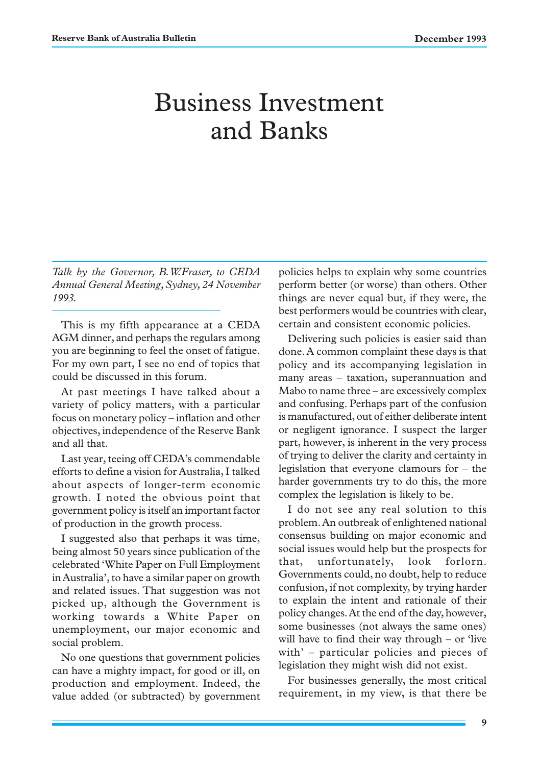# Business Investment and Banks

*Talk by the Governor, B.W.Fraser, to CEDA Annual General Meeting, Sydney, 24 November 1993.*

This is my fifth appearance at a CEDA AGM dinner, and perhaps the regulars among you are beginning to feel the onset of fatigue. For my own part, I see no end of topics that could be discussed in this forum.

At past meetings I have talked about a variety of policy matters, with a particular focus on monetary policy – inflation and other objectives, independence of the Reserve Bank and all that.

Last year, teeing off CEDA's commendable efforts to define a vision for Australia, I talked about aspects of longer-term economic growth. I noted the obvious point that government policy is itself an important factor of production in the growth process.

I suggested also that perhaps it was time, being almost 50 years since publication of the celebrated 'White Paper on Full Employment in Australia', to have a similar paper on growth and related issues. That suggestion was not picked up, although the Government is working towards a White Paper on unemployment, our major economic and social problem.

No one questions that government policies can have a mighty impact, for good or ill, on production and employment. Indeed, the value added (or subtracted) by government policies helps to explain why some countries perform better (or worse) than others. Other things are never equal but, if they were, the best performers would be countries with clear, certain and consistent economic policies.

Delivering such policies is easier said than done. A common complaint these days is that policy and its accompanying legislation in many areas – taxation, superannuation and Mabo to name three – are excessively complex and confusing. Perhaps part of the confusion is manufactured, out of either deliberate intent or negligent ignorance. I suspect the larger part, however, is inherent in the very process of trying to deliver the clarity and certainty in legislation that everyone clamours for – the harder governments try to do this, the more complex the legislation is likely to be.

I do not see any real solution to this problem. An outbreak of enlightened national consensus building on major economic and social issues would help but the prospects for that, unfortunately, look forlorn. Governments could, no doubt, help to reduce confusion, if not complexity, by trying harder to explain the intent and rationale of their policy changes. At the end of the day, however, some businesses (not always the same ones) will have to find their way through – or 'live with' – particular policies and pieces of legislation they might wish did not exist.

For businesses generally, the most critical requirement, in my view, is that there be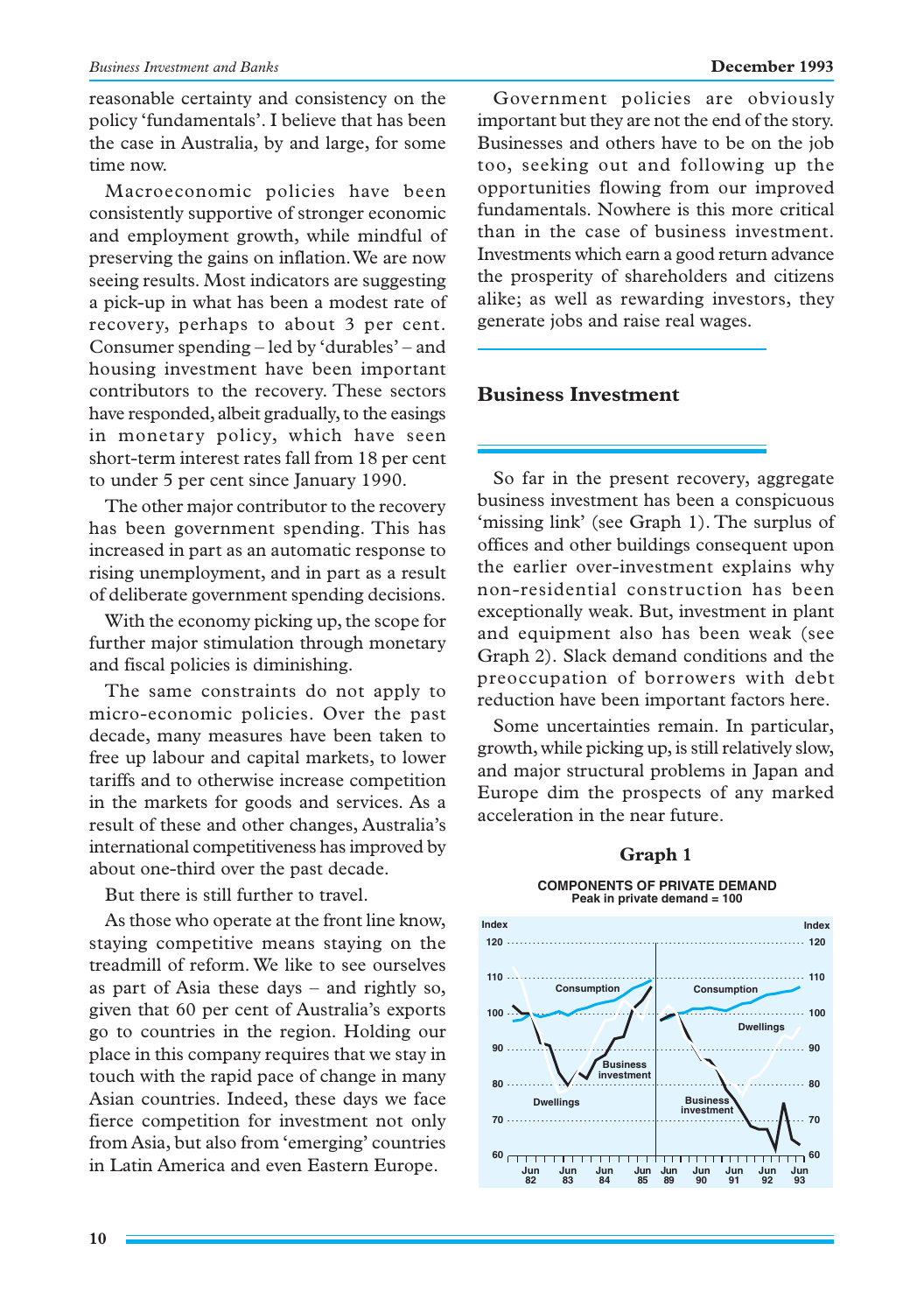reasonable certainty and consistency on the policy 'fundamentals'. I believe that has been the case in Australia, by and large, for some time now.

Macroeconomic policies have been consistently supportive of stronger economic and employment growth, while mindful of preserving the gains on inflation. We are now seeing results. Most indicators are suggesting a pick-up in what has been a modest rate of recovery, perhaps to about 3 per cent. Consumer spending – led by 'durables' – and housing investment have been important contributors to the recovery. These sectors have responded, albeit gradually, to the easings in monetary policy, which have seen short-term interest rates fall from 18 per cent to under 5 per cent since January 1990.

The other major contributor to the recovery has been government spending. This has increased in part as an automatic response to rising unemployment, and in part as a result of deliberate government spending decisions.

With the economy picking up, the scope for further major stimulation through monetary and fiscal policies is diminishing.

The same constraints do not apply to micro-economic policies. Over the past decade, many measures have been taken to free up labour and capital markets, to lower tariffs and to otherwise increase competition in the markets for goods and services. As a result of these and other changes, Australia's international competitiveness has improved by about one-third over the past decade.

But there is still further to travel.

As those who operate at the front line know, staying competitive means staying on the treadmill of reform. We like to see ourselves as part of Asia these days – and rightly so, given that 60 per cent of Australia's exports go to countries in the region. Holding our place in this company requires that we stay in touch with the rapid pace of change in many Asian countries. Indeed, these days we face fierce competition for investment not only from Asia, but also from 'emerging' countries in Latin America and even Eastern Europe.

Government policies are obviously important but they are not the end of the story. Businesses and others have to be on the job too, seeking out and following up the opportunities flowing from our improved fundamentals. Nowhere is this more critical than in the case of business investment. Investments which earn a good return advance the prosperity of shareholders and citizens alike; as well as rewarding investors, they generate jobs and raise real wages.

## Business Investment

So far in the present recovery, aggregate business investment has been a conspicuous 'missing link' (see Graph 1). The surplus of offices and other buildings consequent upon the earlier over-investment explains why non-residential construction has been exceptionally weak. But, investment in plant and equipment also has been weak (see Graph 2). Slack demand conditions and the preoccupation of borrowers with debt reduction have been important factors here.

Some uncertainties remain. In particular, growth, while picking up, is still relatively slow, and major structural problems in Japan and Europe dim the prospects of any marked acceleration in the near future.

**Graph 1**

**COMPONENTS OF PRIVATE DEMAND**
Peak in private demand = 100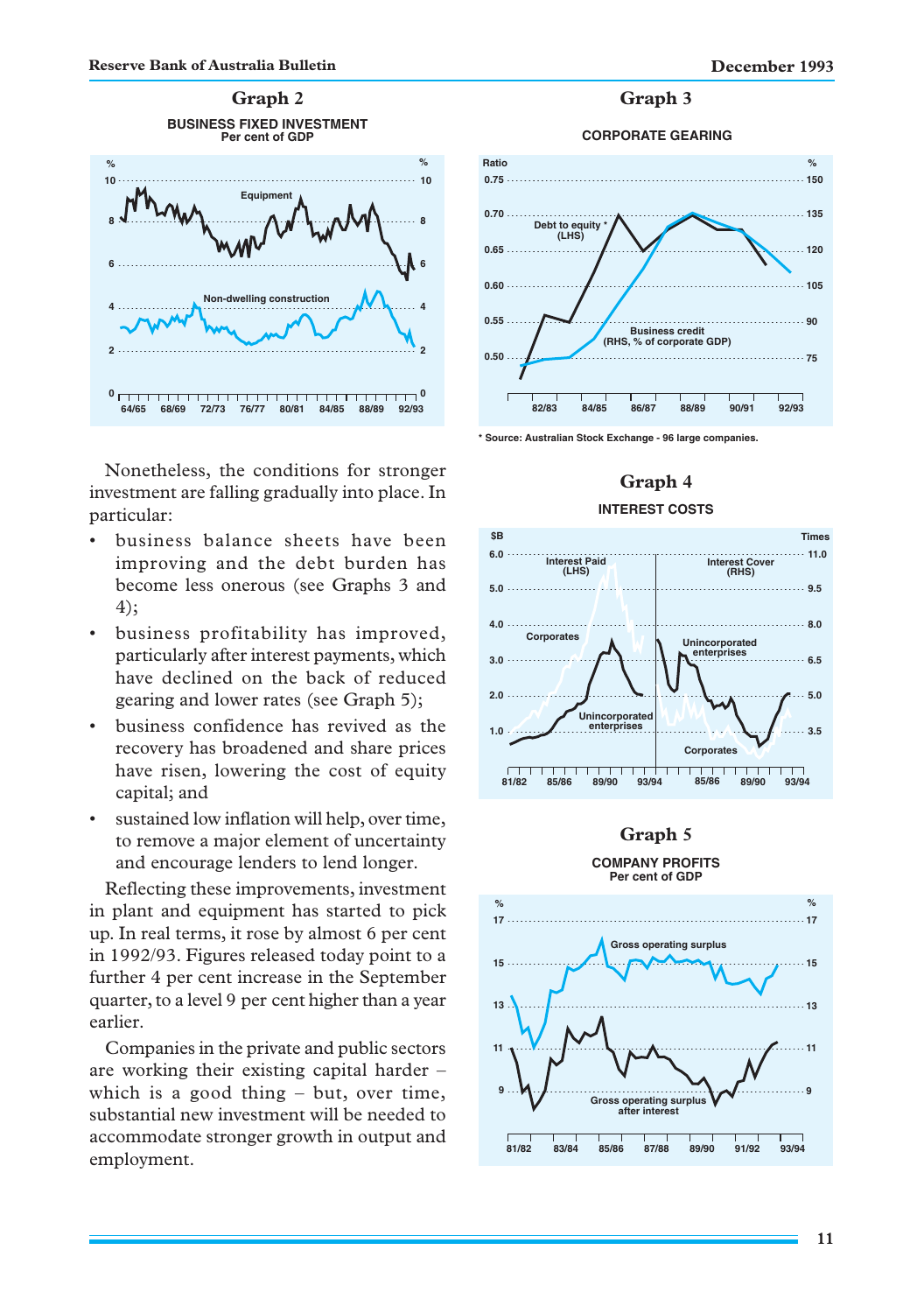## Graph 2

**BUSINESS FIXED INVESTMENT**
Per cent of GDP

## Graph 3

**CORPORATE GEARING**

\* Source: Australian Stock Exchange - 96 large companies.

## Graph 4

**INTEREST COSTS**

## Graph 5

**COMPANY PROFITS**
Per cent of GDP

Nonetheless, the conditions for stronger investment are falling gradually into place. In particular:

- business balance sheets have been improving and the debt burden has become less onerous (see Graphs 3 and 4);
- business profitability has improved, particularly after interest payments, which have declined on the back of reduced gearing and lower rates (see Graph 5);
- business confidence has revived as the recovery has broadened and share prices have risen, lowering the cost of equity capital; and
- sustained low inflation will help, over time, to remove a major element of uncertainty and encourage lenders to lend longer.

Reflecting these improvements, investment in plant and equipment has started to pick up. In real terms, it rose by almost 6 per cent in 1992/93. Figures released today point to a further 4 per cent increase in the September quarter, to a level 9 per cent higher than a year earlier.

Companies in the private and public sectors are working their existing capital harder – which is a good thing – but, over time, substantial new investment will be needed to accommodate stronger growth in output and employment.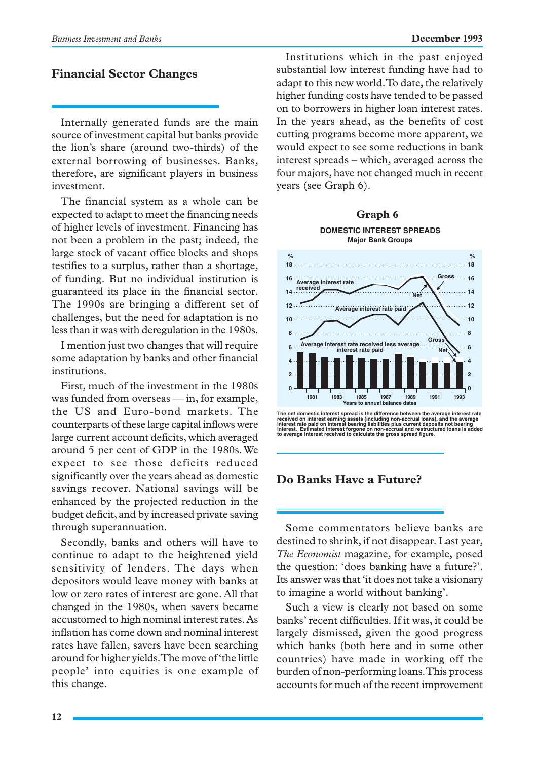## Financial Sector Changes

Internally generated funds are the main source of investment capital but banks provide the lion's share (around two-thirds) of the external borrowing of businesses. Banks, therefore, are significant players in business investment.

The financial system as a whole can be expected to adapt to meet the financing needs of higher levels of investment. Financing has not been a problem in the past; indeed, the large stock of vacant office blocks and shops testifies to a surplus, rather than a shortage, of funding. But no individual institution is guaranteed its place in the financial sector. The 1990s are bringing a different set of challenges, but the need for adaptation is no less than it was with deregulation in the 1980s.

I mention just two changes that will require some adaptation by banks and other financial institutions.

First, much of the investment in the 1980s was funded from overseas — in, for example, the US and Euro-bond markets. The counterparts of these large capital inflows were large current account deficits, which averaged around 5 per cent of GDP in the 1980s. We expect to see those deficits reduced significantly over the years ahead as domestic savings recover. National savings will be enhanced by the projected reduction in the budget deficit, and by increased private saving through superannuation.

Secondly, banks and others will have to continue to adapt to the heightened yield sensitivity of lenders. The days when depositors would leave money with banks at low or zero rates of interest are gone. All that changed in the 1980s, when savers became accustomed to high nominal interest rates. As inflation has come down and nominal interest rates have fallen, savers have been searching around for higher yields. The move of 'the little people' into equities is one example of this change.

Institutions which in the past enjoyed substantial low interest funding have had to adapt to this new world. To date, the relatively higher funding costs have tended to be passed on to borrowers in higher loan interest rates. In the years ahead, as the benefits of cost cutting programs become more apparent, we would expect to see some reductions in bank interest spreads – which, averaged across the four majors, have not changed much in recent years (see Graph 6).

**Graph 6**

**DOMESTIC INTEREST SPREADS**
**Major Bank Groups**

The net domestic interest spread is the difference between the average interest rate received on interest earning assets (including non-accrual loans), and the average interest rate paid on interest bearing liabilities plus current deposits not bearing interest. Estimated interest forgone on non-accrual and restructured loans is added to average interest received to calculate the gross spread figure.

## Do Banks Have a Future?

Some commentators believe banks are destined to shrink, if not disappear. Last year, *The Economist* magazine, for example, posed the question: 'does banking have a future?'. Its answer was that 'it does not take a visionary to imagine a world without banking'.

Such a view is clearly not based on some banks' recent difficulties. If it was, it could be largely dismissed, given the good progress which banks (both here and in some other countries) have made in working off the burden of non-performing loans. This process accounts for much of the recent improvement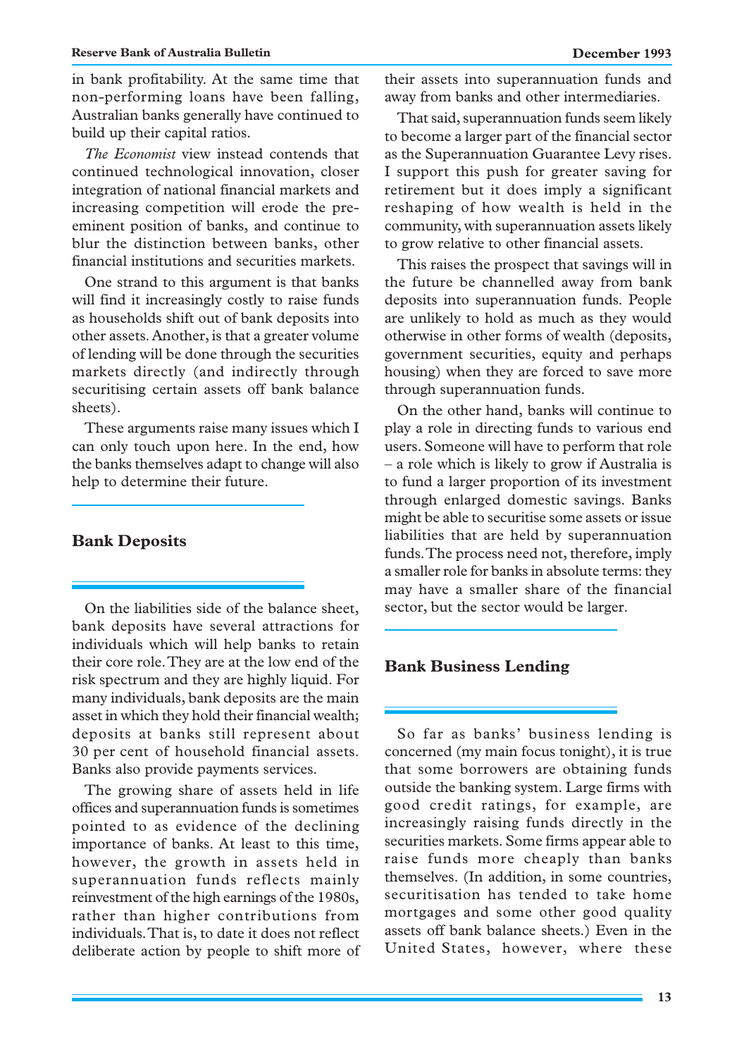in bank profitability. At the same time that non-performing loans have been falling, Australian banks generally have continued to build up their capital ratios.

*The Economist* view instead contends that continued technological innovation, closer integration of national financial markets and increasing competition will erode the pre-eminent position of banks, and continue to blur the distinction between banks, other financial institutions and securities markets.

One strand to this argument is that banks will find it increasingly costly to raise funds as households shift out of bank deposits into other assets. Another, is that a greater volume of lending will be done through the securities markets directly (and indirectly through securitising certain assets off bank balance sheets).

These arguments raise many issues which I can only touch upon here. In the end, how the banks themselves adapt to change will also help to determine their future.

## Bank Deposits

On the liabilities side of the balance sheet, bank deposits have several attractions for individuals which will help banks to retain their core role. They are at the low end of the risk spectrum and they are highly liquid. For many individuals, bank deposits are the main asset in which they hold their financial wealth; deposits at banks still represent about 30 per cent of household financial assets. Banks also provide payments services.

The growing share of assets held in life offices and superannuation funds is sometimes pointed to as evidence of the declining importance of banks. At least to this time, however, the growth in assets held in superannuation funds reflects mainly reinvestment of the high earnings of the 1980s, rather than higher contributions from individuals. That is, to date it does not reflect deliberate action by people to shift more of their assets into superannuation funds and away from banks and other intermediaries.

That said, superannuation funds seem likely to become a larger part of the financial sector as the Superannuation Guarantee Levy rises. I support this push for greater saving for retirement but it does imply a significant reshaping of how wealth is held in the community, with superannuation assets likely to grow relative to other financial assets.

This raises the prospect that savings will in the future be channelled away from bank deposits into superannuation funds. People are unlikely to hold as much as they would otherwise in other forms of wealth (deposits, government securities, equity and perhaps housing) when they are forced to save more through superannuation funds.

On the other hand, banks will continue to play a role in directing funds to various end users. Someone will have to perform that role – a role which is likely to grow if Australia is to fund a larger proportion of its investment through enlarged domestic savings. Banks might be able to securitise some assets or issue liabilities that are held by superannuation funds. The process need not, therefore, imply a smaller role for banks in absolute terms: they may have a smaller share of the financial sector, but the sector would be larger.

## Bank Business Lending

So far as banks' business lending is concerned (my main focus tonight), it is true that some borrowers are obtaining funds outside the banking system. Large firms with good credit ratings, for example, are increasingly raising funds directly in the securities markets. Some firms appear able to raise funds more cheaply than banks themselves. (In addition, in some countries, securitisation has tended to take home mortgages and some other good quality assets off bank balance sheets.) Even in the United States, however, where these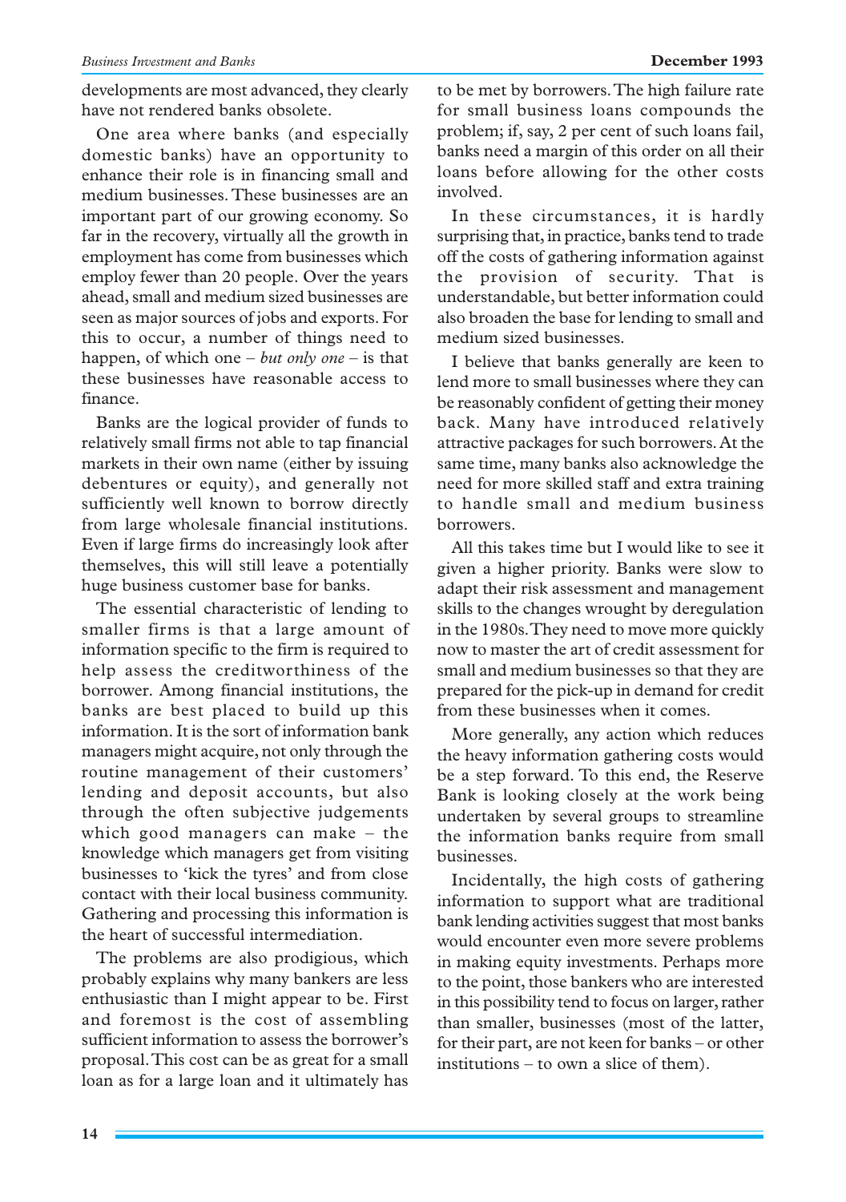developments are most advanced, they clearly have not rendered banks obsolete.

One area where banks (and especially domestic banks) have an opportunity to enhance their role is in financing small and medium businesses. These businesses are an important part of our growing economy. So far in the recovery, virtually all the growth in employment has come from businesses which employ fewer than 20 people. Over the years ahead, small and medium sized businesses are seen as major sources of jobs and exports. For this to occur, a number of things need to happen, of which one – *but only one* – is that these businesses have reasonable access to finance.

Banks are the logical provider of funds to relatively small firms not able to tap financial markets in their own name (either by issuing debentures or equity), and generally not sufficiently well known to borrow directly from large wholesale financial institutions. Even if large firms do increasingly look after themselves, this will still leave a potentially huge business customer base for banks.

The essential characteristic of lending to smaller firms is that a large amount of information specific to the firm is required to help assess the creditworthiness of the borrower. Among financial institutions, the banks are best placed to build up this information. It is the sort of information bank managers might acquire, not only through the routine management of their customers' lending and deposit accounts, but also through the often subjective judgements which good managers can make – the knowledge which managers get from visiting businesses to 'kick the tyres' and from close contact with their local business community. Gathering and processing this information is the heart of successful intermediation.

The problems are also prodigious, which probably explains why many bankers are less enthusiastic than I might appear to be. First and foremost is the cost of assembling sufficient information to assess the borrower's proposal. This cost can be as great for a small loan as for a large loan and it ultimately has to be met by borrowers. The high failure rate for small business loans compounds the problem; if, say, 2 per cent of such loans fail, banks need a margin of this order on all their loans before allowing for the other costs involved.

In these circumstances, it is hardly surprising that, in practice, banks tend to trade off the costs of gathering information against the provision of security. That is understandable, but better information could also broaden the base for lending to small and medium sized businesses.

I believe that banks generally are keen to lend more to small businesses where they can be reasonably confident of getting their money back. Many have introduced relatively attractive packages for such borrowers. At the same time, many banks also acknowledge the need for more skilled staff and extra training to handle small and medium business borrowers.

All this takes time but I would like to see it given a higher priority. Banks were slow to adapt their risk assessment and management skills to the changes wrought by deregulation in the 1980s. They need to move more quickly now to master the art of credit assessment for small and medium businesses so that they are prepared for the pick-up in demand for credit from these businesses when it comes.

More generally, any action which reduces the heavy information gathering costs would be a step forward. To this end, the Reserve Bank is looking closely at the work being undertaken by several groups to streamline the information banks require from small businesses.

Incidentally, the high costs of gathering information to support what are traditional bank lending activities suggest that most banks would encounter even more severe problems in making equity investments. Perhaps more to the point, those bankers who are interested in this possibility tend to focus on larger, rather than smaller, businesses (most of the latter, for their part, are not keen for banks – or other institutions – to own a slice of them).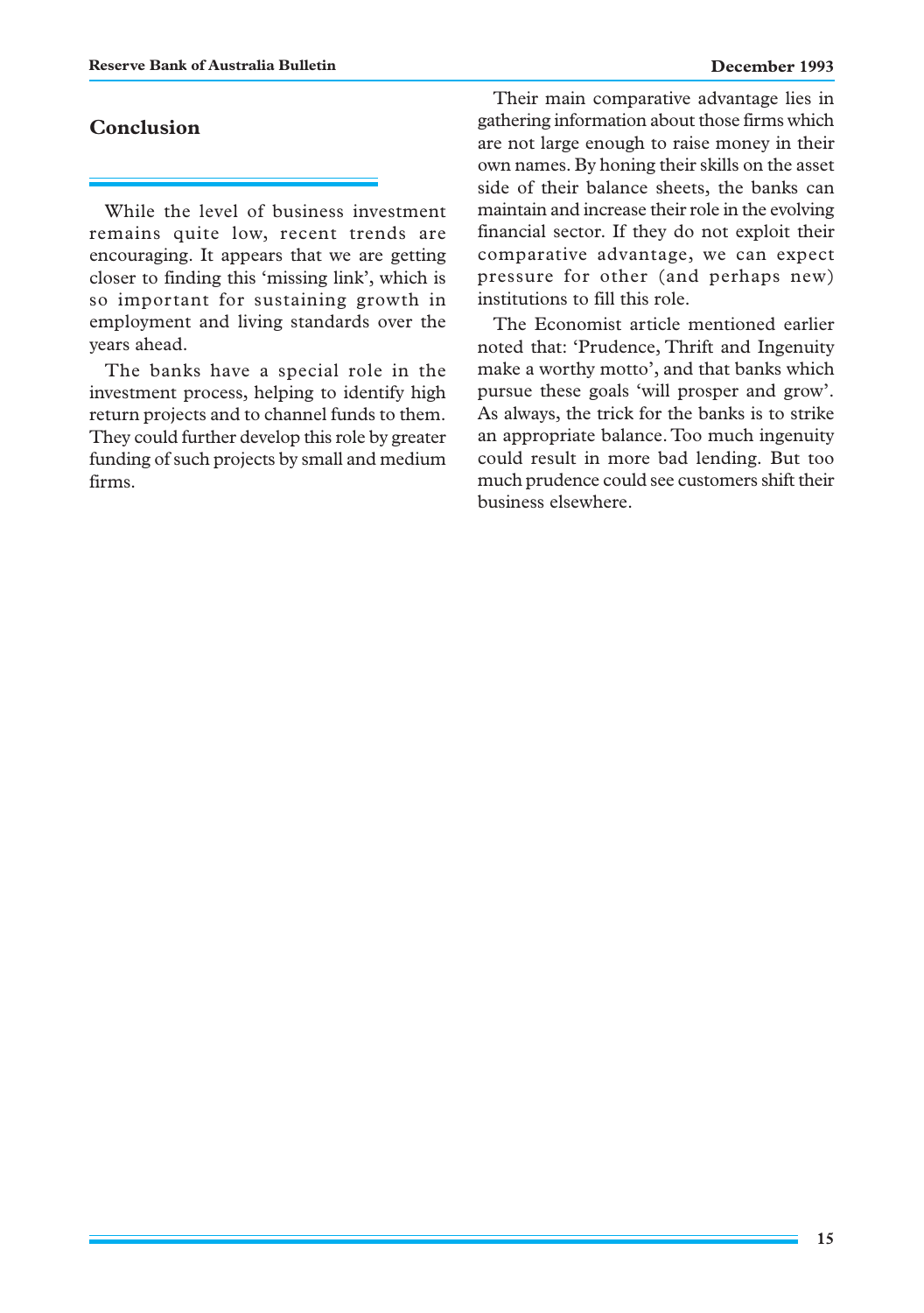## Conclusion

While the level of business investment remains quite low, recent trends are encouraging. It appears that we are getting closer to finding this 'missing link', which is so important for sustaining growth in employment and living standards over the years ahead.

The banks have a special role in the investment process, helping to identify high return projects and to channel funds to them. They could further develop this role by greater funding of such projects by small and medium firms.

Their main comparative advantage lies in gathering information about those firms which are not large enough to raise money in their own names. By honing their skills on the asset side of their balance sheets, the banks can maintain and increase their role in the evolving financial sector. If they do not exploit their comparative advantage, we can expect pressure for other (and perhaps new) institutions to fill this role.

The Economist article mentioned earlier noted that: 'Prudence, Thrift and Ingenuity make a worthy motto', and that banks which pursue these goals 'will prosper and grow'. As always, the trick for the banks is to strike an appropriate balance. Too much ingenuity could result in more bad lending. But too much prudence could see customers shift their business elsewhere.